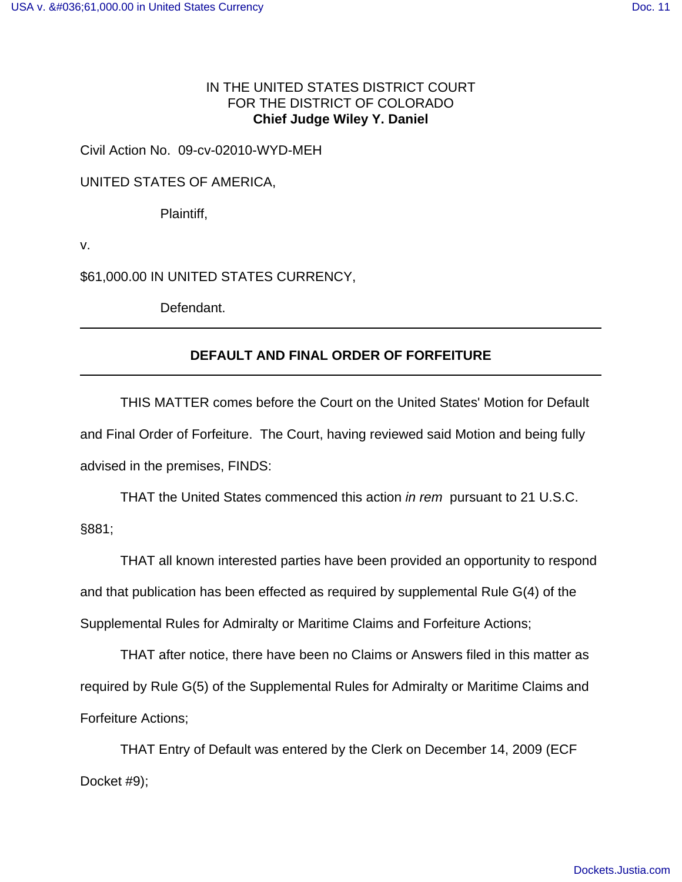IN THE UNITED STATES DISTRICT COURT
FOR THE DISTRICT OF COLORADO
**Chief Judge Wiley Y. Daniel**

Civil Action No. 09-cv-02010-WYD-MEH

UNITED STATES OF AMERICA,

Plaintiff,

v.

$61,000.00 IN UNITED STATES CURRENCY,

Defendant.

---

## DEFAULT AND FINAL ORDER OF FORFEITURE

---

THIS MATTER comes before the Court on the United States' Motion for Default and Final Order of Forfeiture. The Court, having reviewed said Motion and being fully advised in the premises, FINDS:

THAT the United States commenced this action *in rem* pursuant to 21 U.S.C. §881;

THAT all known interested parties have been provided an opportunity to respond and that publication has been effected as required by supplemental Rule G(4) of the Supplemental Rules for Admiralty or Maritime Claims and Forfeiture Actions;

THAT after notice, there have been no Claims or Answers filed in this matter as required by Rule G(5) of the Supplemental Rules for Admiralty or Maritime Claims and Forfeiture Actions;

THAT Entry of Default was entered by the Clerk on December 14, 2009 (ECF Docket #9);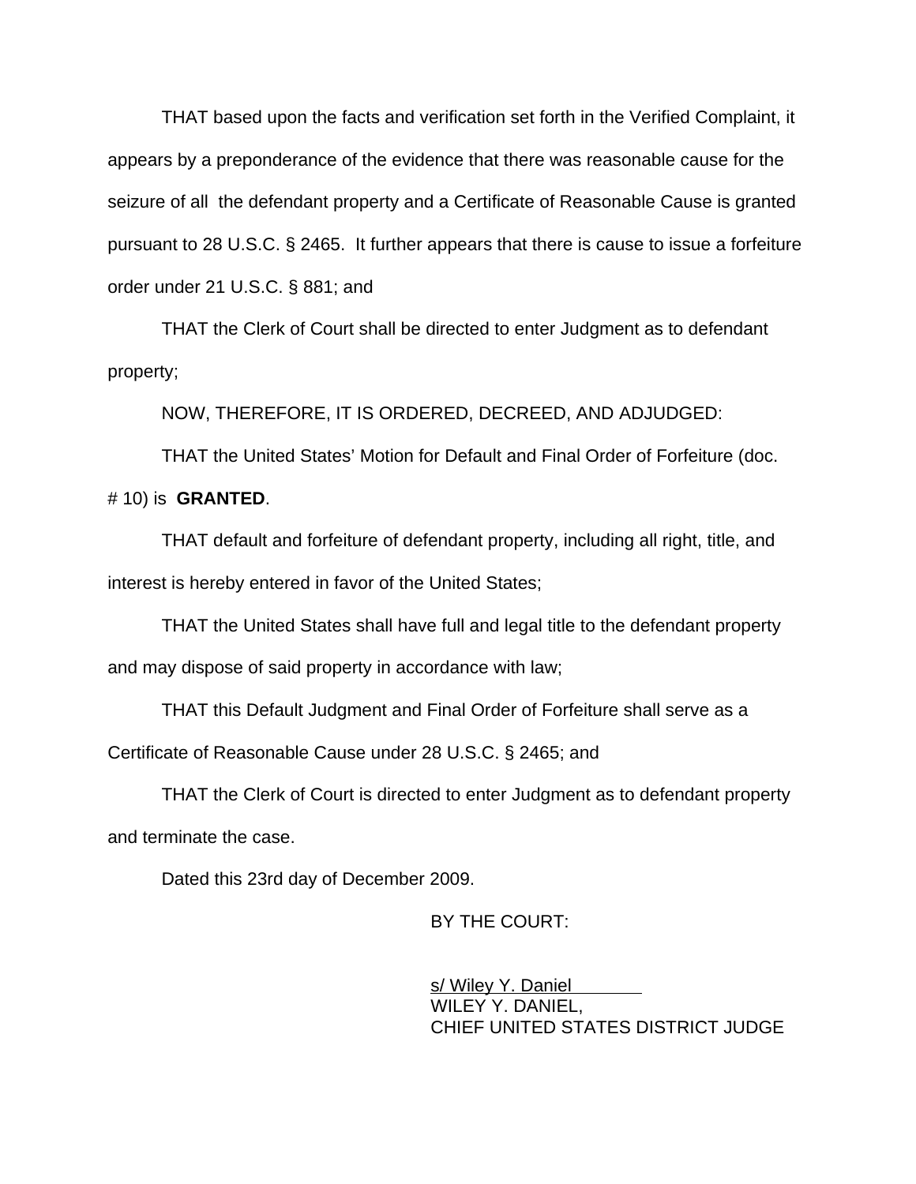THAT based upon the facts and verification set forth in the Verified Complaint, it appears by a preponderance of the evidence that there was reasonable cause for the seizure of all the defendant property and a Certificate of Reasonable Cause is granted pursuant to 28 U.S.C. § 2465. It further appears that there is cause to issue a forfeiture order under 21 U.S.C. § 881; and

THAT the Clerk of Court shall be directed to enter Judgment as to defendant property;

NOW, THEREFORE, IT IS ORDERED, DECREED, AND ADJUDGED:

THAT the United States' Motion for Default and Final Order of Forfeiture (doc. # 10) is **GRANTED**.

THAT default and forfeiture of defendant property, including all right, title, and interest is hereby entered in favor of the United States;

THAT the United States shall have full and legal title to the defendant property and may dispose of said property in accordance with law;

THAT this Default Judgment and Final Order of Forfeiture shall serve as a Certificate of Reasonable Cause under 28 U.S.C. § 2465; and

THAT the Clerk of Court is directed to enter Judgment as to defendant property and terminate the case.

Dated this 23rd day of December 2009.

BY THE COURT:

s/ Wiley Y. Daniel
WILEY Y. DANIEL,
CHIEF UNITED STATES DISTRICT JUDGE